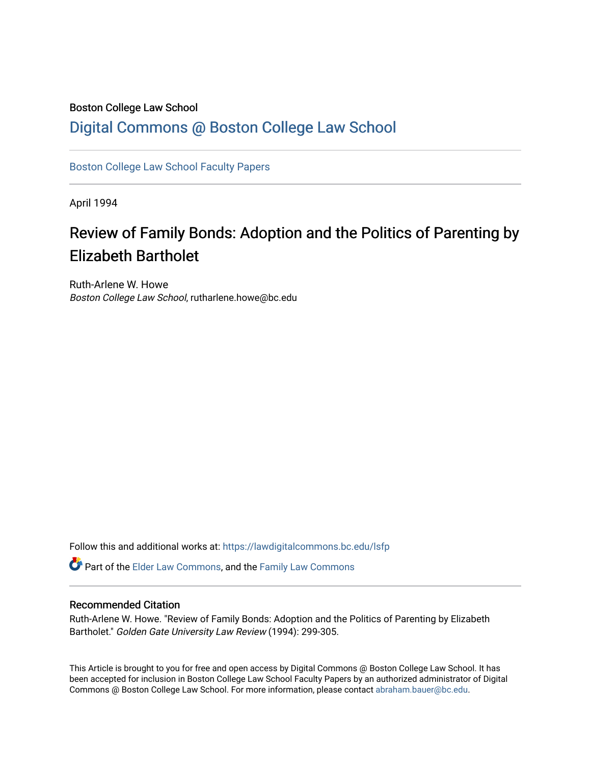Boston College Law School

# Digital Commons @ Boston College Law School

Boston College Law School Faculty Papers

April 1994

## Review of Family Bonds: Adoption and the Politics of Parenting by Elizabeth Bartholet

Ruth-Arlene W. Howe
*Boston College Law School*, rutharlene.howe@bc.edu

Follow this and additional works at: https://lawdigitalcommons.bc.edu/lsfp

Part of the Elder Law Commons, and the Family Law Commons

### Recommended Citation

Ruth-Arlene W. Howe. "Review of Family Bonds: Adoption and the Politics of Parenting by Elizabeth Bartholet." *Golden Gate University Law Review* (1994): 299-305.

This Article is brought to you for free and open access by Digital Commons @ Boston College Law School. It has been accepted for inclusion in Boston College Law School Faculty Papers by an authorized administrator of Digital Commons @ Boston College Law School. For more information, please contact abraham.bauer@bc.edu.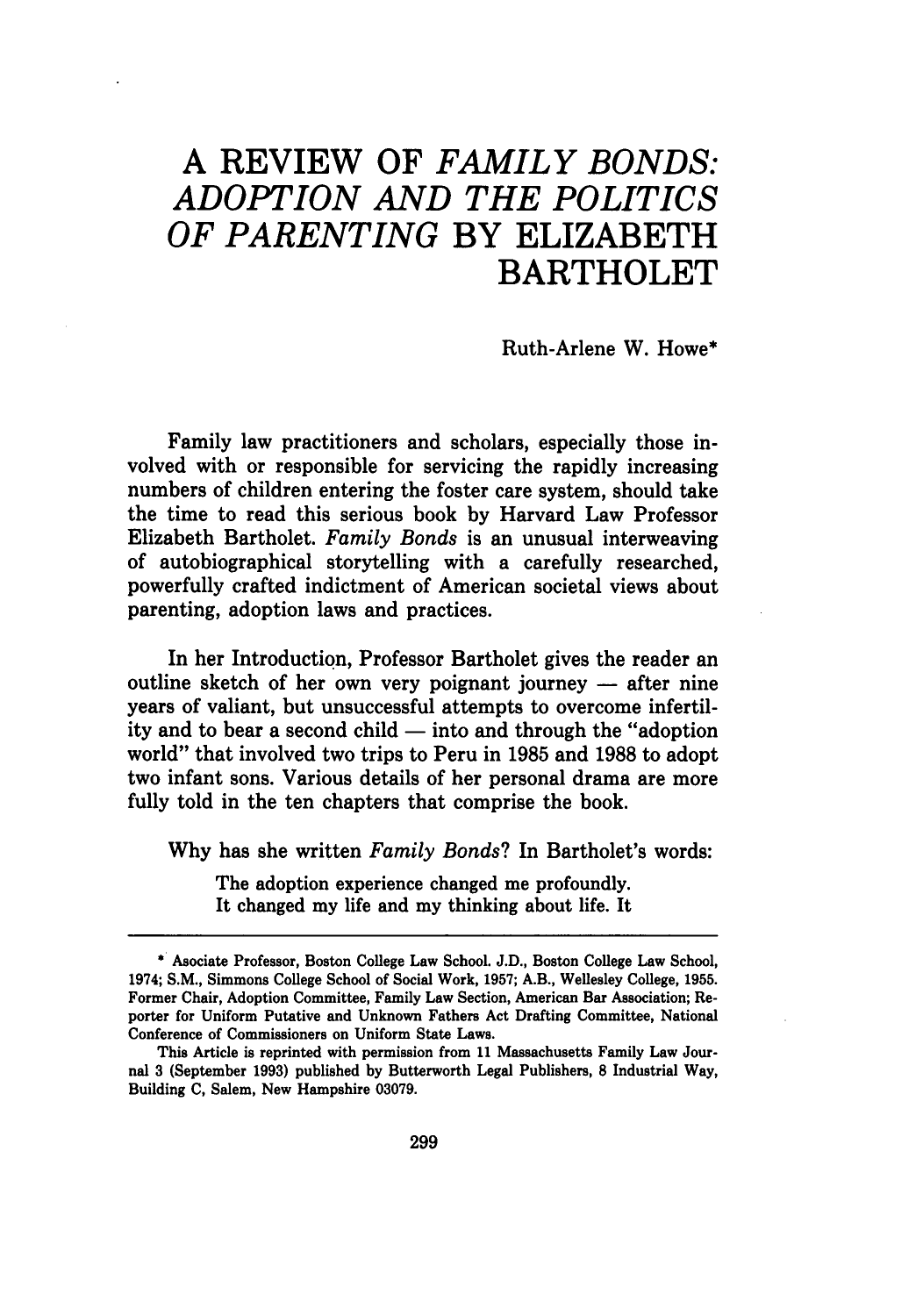# A REVIEW OF *FAMILY BONDS: ADOPTION AND THE POLITICS OF PARENTING* BY ELIZABETH BARTHOLET

Ruth-Arlene W. Howe*

Family law practitioners and scholars, especially those involved with or responsible for servicing the rapidly increasing numbers of children entering the foster care system, should take the time to read this serious book by Harvard Law Professor Elizabeth Bartholet. *Family Bonds* is an unusual interweaving of autobiographical storytelling with a carefully researched, powerfully crafted indictment of American societal views about parenting, adoption laws and practices.

In her Introduction, Professor Bartholet gives the reader an outline sketch of her own very poignant journey — after nine years of valiant, but unsuccessful attempts to overcome infertility and to bear a second child — into and through the "adoption world" that involved two trips to Peru in 1985 and 1988 to adopt two infant sons. Various details of her personal drama are more fully told in the ten chapters that comprise the book.

Why has she written *Family Bonds*? In Bartholet's words:

> The adoption experience changed me profoundly. It changed my life and my thinking about life. It

---

\* Asociate Professor, Boston College Law School. J.D., Boston College Law School, 1974; S.M., Simmons College School of Social Work, 1957; A.B., Wellesley College, 1955. Former Chair, Adoption Committee, Family Law Section, American Bar Association; Reporter for Uniform Putative and Unknown Fathers Act Drafting Committee, National Conference of Commissioners on Uniform State Laws.

This Article is reprinted with permission from 11 Massachusetts Family Law Journal 3 (September 1993) published by Butterworth Legal Publishers, 8 Industrial Way, Building C, Salem, New Hampshire 03079.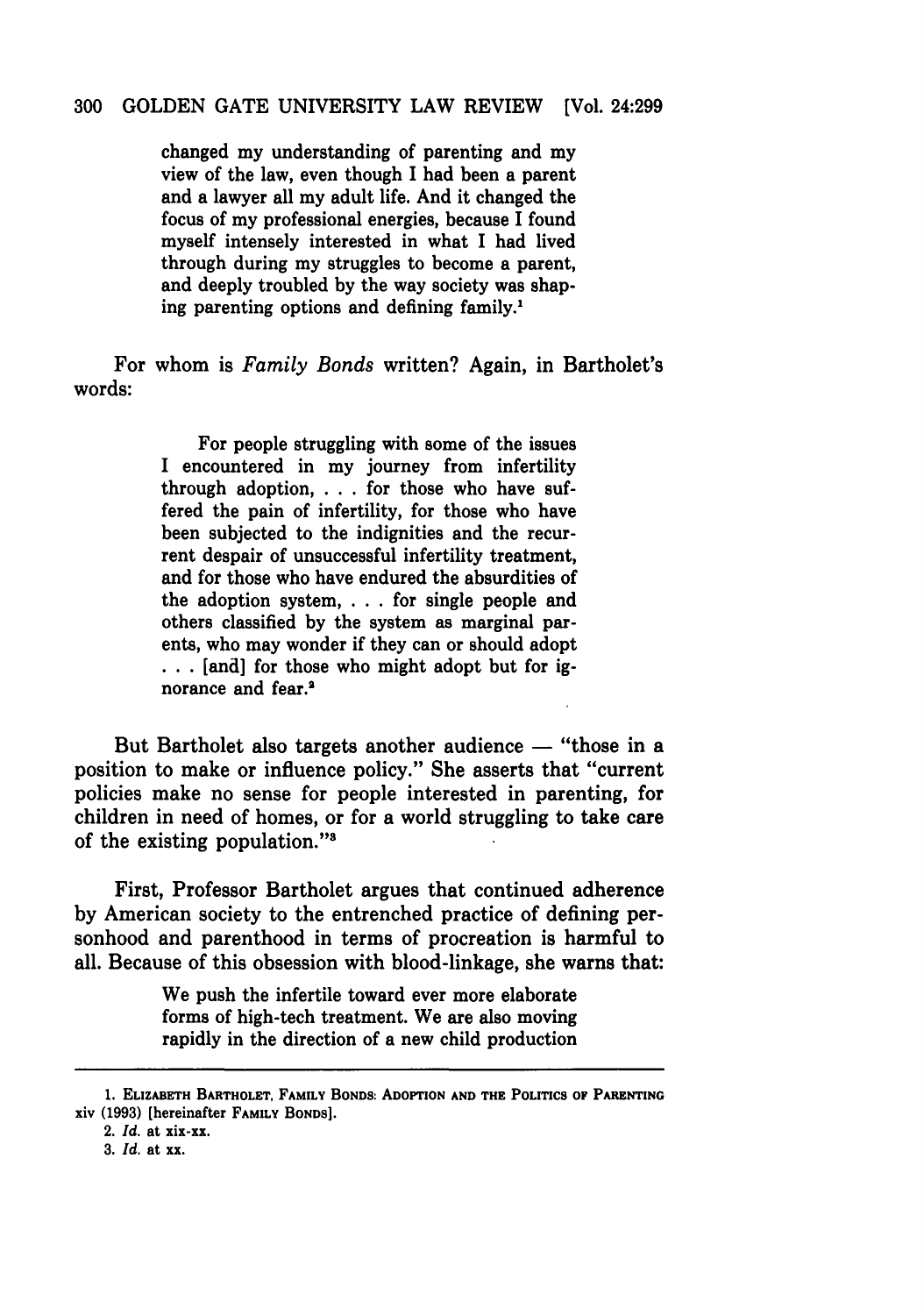> changed my understanding of parenting and my view of the law, even though I had been a parent and a lawyer all my adult life. And it changed the focus of my professional energies, because I found myself intensely interested in what I had lived through during my struggles to become a parent, and deeply troubled by the way society was shaping parenting options and defining family.[1]

For whom is *Family Bonds* written? Again, in Bartholet's words:

> For people struggling with some of the issues I encountered in my journey from infertility through adoption, . . . for those who have suffered the pain of infertility, for those who have been subjected to the indignities and the recurrent despair of unsuccessful infertility treatment, and for those who have endured the absurdities of the adoption system, . . . for single people and others classified by the system as marginal parents, who may wonder if they can or should adopt . . . [and] for those who might adopt but for ignorance and fear.[2]

But Bartholet also targets another audience — "those in a position to make or influence policy." She asserts that "current policies make no sense for people interested in parenting, for children in need of homes, or for a world struggling to take care of the existing population."[3]

First, Professor Bartholet argues that continued adherence by American society to the entrenched practice of defining personhood and parenthood in terms of procreation is harmful to all. Because of this obsession with blood-linkage, she warns that:

> We push the infertile toward ever more elaborate forms of high-tech treatment. We are also moving rapidly in the direction of a new child production

---

1. ELIZABETH BARTHOLET, FAMILY BONDS: ADOPTION AND THE POLITICS OF PARENTING xiv (1993) [hereinafter FAMILY BONDS].
2. *Id.* at xix-xx.
3. *Id.* at xx.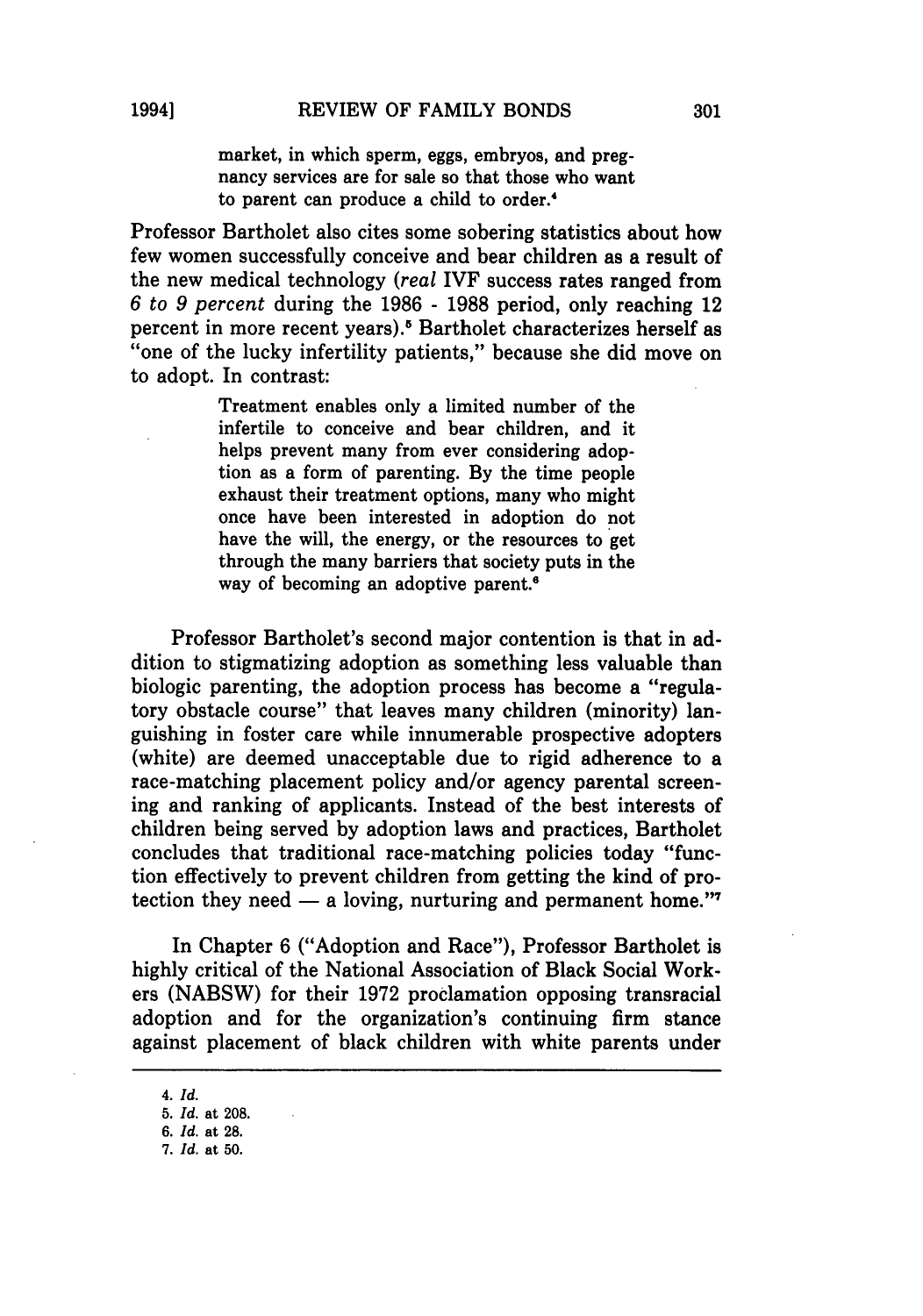> market, in which sperm, eggs, embryos, and pregnancy services are for sale so that those who want to parent can produce a child to order.[4]

Professor Bartholet also cites some sobering statistics about how few women successfully conceive and bear children as a result of the new medical technology (*real* IVF success rates ranged from *6 to 9 percent* during the 1986 - 1988 period, only reaching 12 percent in more recent years).[5] Bartholet characterizes herself as "one of the lucky infertility patients," because she did move on to adopt. In contrast:

> Treatment enables only a limited number of the infertile to conceive and bear children, and it helps prevent many from ever considering adoption as a form of parenting. By the time people exhaust their treatment options, many who might once have been interested in adoption do not have the will, the energy, or the resources to get through the many barriers that society puts in the way of becoming an adoptive parent.[6]

Professor Bartholet's second major contention is that in addition to stigmatizing adoption as something less valuable than biologic parenting, the adoption process has become a "regulatory obstacle course" that leaves many children (minority) languishing in foster care while innumerable prospective adopters (white) are deemed unacceptable due to rigid adherence to a race-matching placement policy and/or agency parental screening and ranking of applicants. Instead of the best interests of children being served by adoption laws and practices, Bartholet concludes that traditional race-matching policies today "function effectively to prevent children from getting the kind of protection they need — a loving, nurturing and permanent home."[7]

In Chapter 6 ("Adoption and Race"), Professor Bartholet is highly critical of the National Association of Black Social Workers (NABSW) for their 1972 proclamation opposing transracial adoption and for the organization's continuing firm stance against placement of black children with white parents under

---

4. *Id.*
5. *Id.* at 208.
6. *Id.* at 28.
7. *Id.* at 50.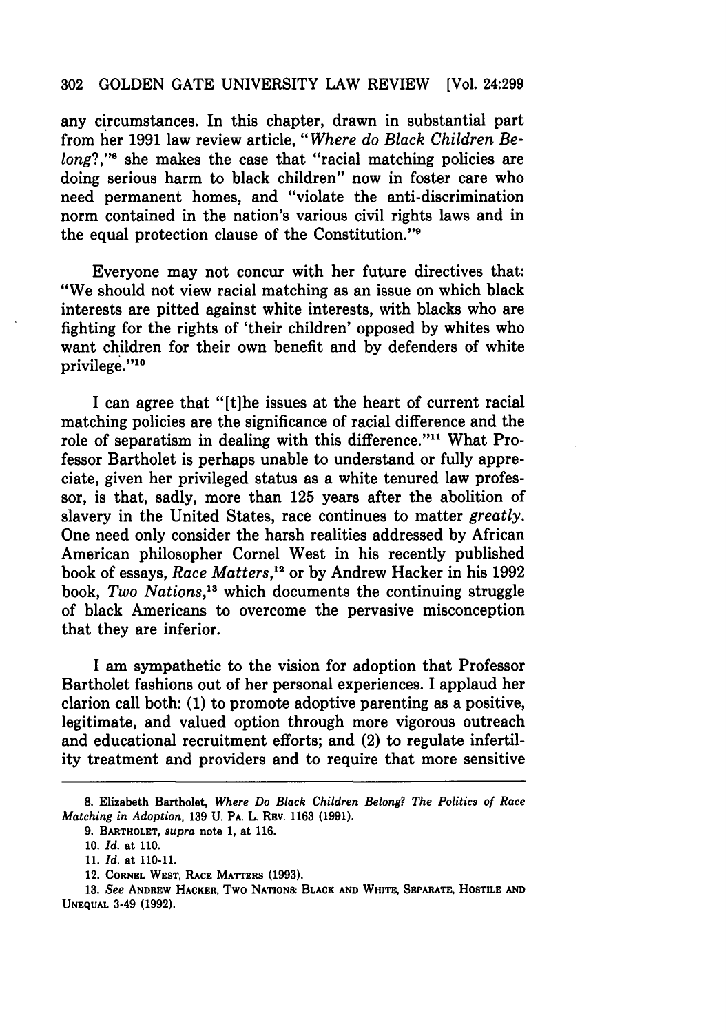any circumstances. In this chapter, drawn in substantial part from her 1991 law review article, "*Where do Black Children Belong?*,"[8] she makes the case that "racial matching policies are doing serious harm to black children" now in foster care who need permanent homes, and "violate the anti-discrimination norm contained in the nation's various civil rights laws and in the equal protection clause of the Constitution."[9]

Everyone may not concur with her future directives that: "We should not view racial matching as an issue on which black interests are pitted against white interests, with blacks who are fighting for the rights of 'their children' opposed by whites who want children for their own benefit and by defenders of white privilege."[10]

I can agree that "[t]he issues at the heart of current racial matching policies are the significance of racial difference and the role of separatism in dealing with this difference."[11] What Professor Bartholet is perhaps unable to understand or fully appreciate, given her privileged status as a white tenured law professor, is that, sadly, more than 125 years after the abolition of slavery in the United States, race continues to matter *greatly*. One need only consider the harsh realities addressed by African American philosopher Cornel West in his recently published book of essays, *Race Matters*,[12] or by Andrew Hacker in his 1992 book, *Two Nations*,[13] which documents the continuing struggle of black Americans to overcome the pervasive misconception that they are inferior.

I am sympathetic to the vision for adoption that Professor Bartholet fashions out of her personal experiences. I applaud her clarion call both: (1) to promote adoptive parenting as a positive, legitimate, and valued option through more vigorous outreach and educational recruitment efforts; and (2) to regulate infertility treatment and providers and to require that more sensitive

8. Elizabeth Bartholet, *Where Do Black Children Belong? The Politics of Race Matching in Adoption*, 139 U. PA. L. REV. 1163 (1991).

9. BARTHOLET, *supra* note 1, at 116.

10. *Id.* at 110.

11. *Id.* at 110-11.

12. CORNEL WEST, RACE MATTERS (1993).

13. *See* ANDREW HACKER, TWO NATIONS: BLACK AND WHITE, SEPARATE, HOSTILE AND UNEQUAL 3-49 (1992).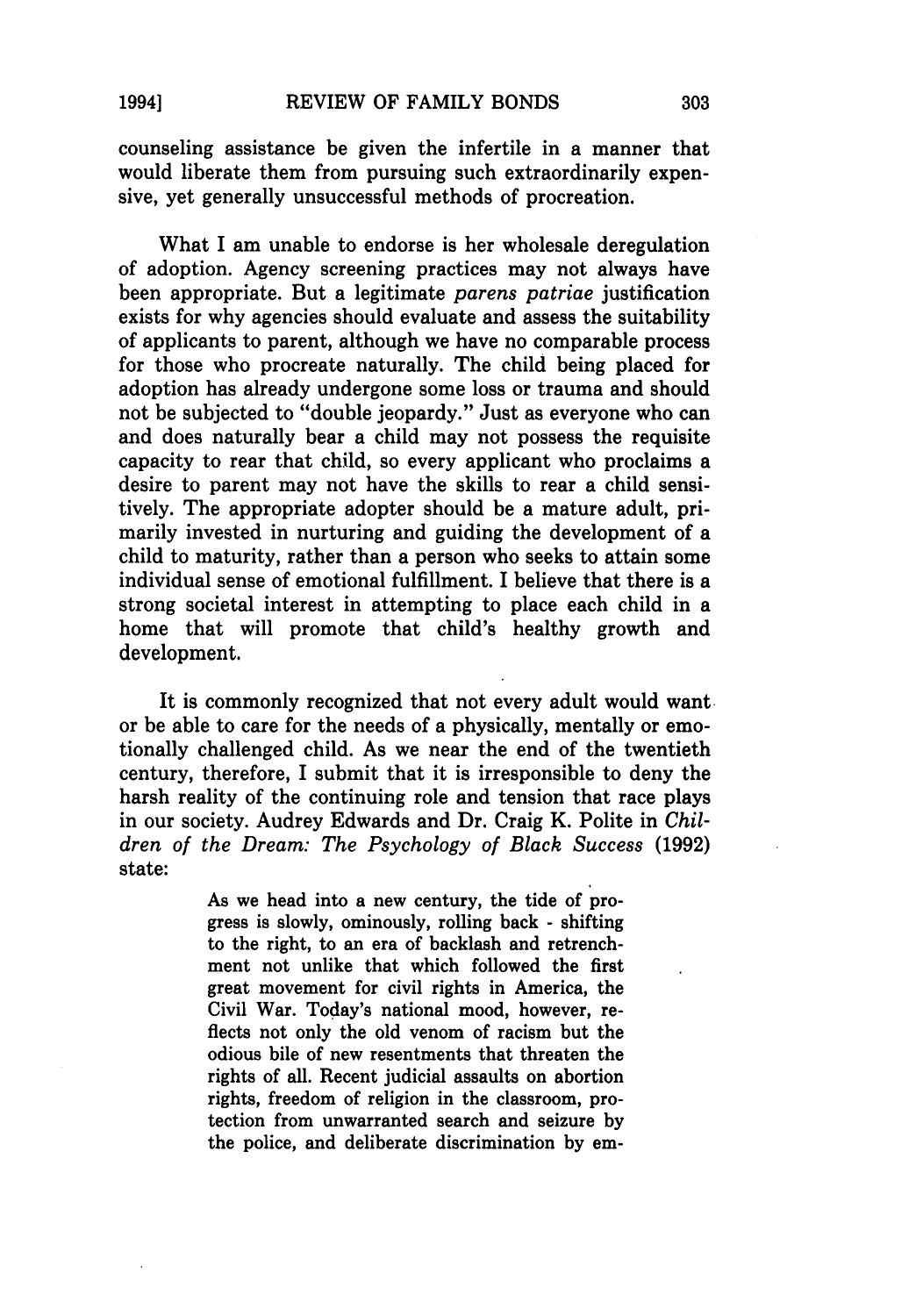counseling assistance be given the infertile in a manner that would liberate them from pursuing such extraordinarily expensive, yet generally unsuccessful methods of procreation.

What I am unable to endorse is her wholesale deregulation of adoption. Agency screening practices may not always have been appropriate. But a legitimate *parens patriae* justification exists for why agencies should evaluate and assess the suitability of applicants to parent, although we have no comparable process for those who procreate naturally. The child being placed for adoption has already undergone some loss or trauma and should not be subjected to "double jeopardy." Just as everyone who can and does naturally bear a child may not possess the requisite capacity to rear that child, so every applicant who proclaims a desire to parent may not have the skills to rear a child sensitively. The appropriate adopter should be a mature adult, primarily invested in nurturing and guiding the development of a child to maturity, rather than a person who seeks to attain some individual sense of emotional fulfillment. I believe that there is a strong societal interest in attempting to place each child in a home that will promote that child's healthy growth and development.

It is commonly recognized that not every adult would want or be able to care for the needs of a physically, mentally or emotionally challenged child. As we near the end of the twentieth century, therefore, I submit that it is irresponsible to deny the harsh reality of the continuing role and tension that race plays in our society. Audrey Edwards and Dr. Craig K. Polite in *Children of the Dream: The Psychology of Black Success* (1992) state:

> As we head into a new century, the tide of progress is slowly, ominously, rolling back - shifting to the right, to an era of backlash and retrenchment not unlike that which followed the first great movement for civil rights in America, the Civil War. Today's national mood, however, reflects not only the old venom of racism but the odious bile of new resentments that threaten the rights of all. Recent judicial assaults on abortion rights, freedom of religion in the classroom, protection from unwarranted search and seizure by the police, and deliberate discrimination by em-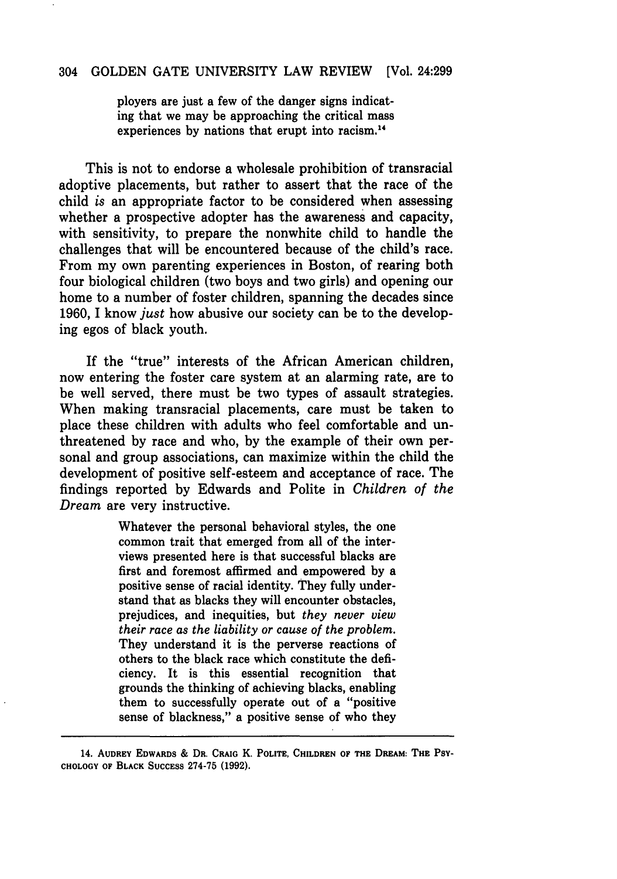ployers are just a few of the danger signs indicating that we may be approaching the critical mass experiences by nations that erupt into racism.[14]

This is not to endorse a wholesale prohibition of transracial adoptive placements, but rather to assert that the race of the child *is* an appropriate factor to be considered when assessing whether a prospective adopter has the awareness and capacity, with sensitivity, to prepare the nonwhite child to handle the challenges that will be encountered because of the child's race. From my own parenting experiences in Boston, of rearing both four biological children (two boys and two girls) and opening our home to a number of foster children, spanning the decades since 1960, I know *just* how abusive our society can be to the developing egos of black youth.

If the "true" interests of the African American children, now entering the foster care system at an alarming rate, are to be well served, there must be two types of assault strategies. When making transracial placements, care must be taken to place these children with adults who feel comfortable and unthreatened by race and who, by the example of their own personal and group associations, can maximize within the child the development of positive self-esteem and acceptance of race. The findings reported by Edwards and Polite in *Children of the Dream* are very instructive.

> Whatever the personal behavioral styles, the one common trait that emerged from all of the interviews presented here is that successful blacks are first and foremost affirmed and empowered by a positive sense of racial identity. They fully understand that as blacks they will encounter obstacles, prejudices, and inequities, but *they never view their race as the liability or cause of the problem.* They understand it is the perverse reactions of others to the black race which constitute the deficiency. It is this essential recognition that grounds the thinking of achieving blacks, enabling them to successfully operate out of a "positive sense of blackness," a positive sense of who they

---

14. AUDREY EDWARDS & DR. CRAIG K. POLITE, CHILDREN OF THE DREAM: THE PSYCHOLOGY OF BLACK SUCCESS 274-75 (1992).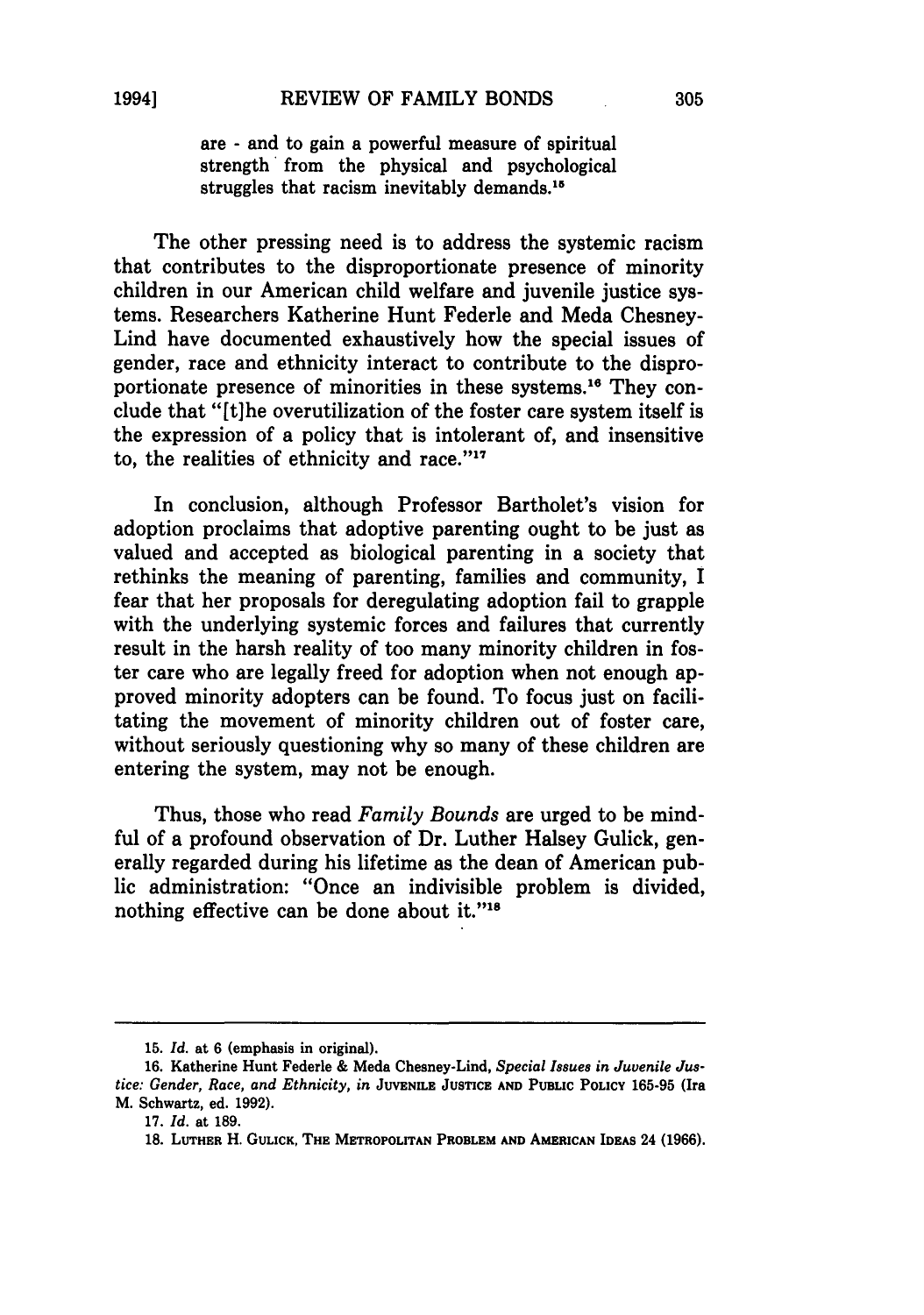are - and to gain a powerful measure of spiritual strength from the physical and psychological struggles that racism inevitably demands.[15]

The other pressing need is to address the systemic racism that contributes to the disproportionate presence of minority children in our American child welfare and juvenile justice systems. Researchers Katherine Hunt Federle and Meda Chesney-Lind have documented exhaustively how the special issues of gender, race and ethnicity interact to contribute to the disproportionate presence of minorities in these systems.[16] They conclude that "[t]he overutilization of the foster care system itself is the expression of a policy that is intolerant of, and insensitive to, the realities of ethnicity and race."[17]

In conclusion, although Professor Bartholet's vision for adoption proclaims that adoptive parenting ought to be just as valued and accepted as biological parenting in a society that rethinks the meaning of parenting, families and community, I fear that her proposals for deregulating adoption fail to grapple with the underlying systemic forces and failures that currently result in the harsh reality of too many minority children in foster care who are legally freed for adoption when not enough approved minority adopters can be found. To focus just on facilitating the movement of minority children out of foster care, without seriously questioning why so many of these children are entering the system, may not be enough.

Thus, those who read *Family Bounds* are urged to be mindful of a profound observation of Dr. Luther Halsey Gulick, generally regarded during his lifetime as the dean of American public administration: "Once an indivisible problem is divided, nothing effective can be done about it."[18]

---

15. *Id.* at 6 (emphasis in original).

16. Katherine Hunt Federle & Meda Chesney-Lind, *Special Issues in Juvenile Justice: Gender, Race, and Ethnicity*, *in* JUVENILE JUSTICE AND PUBLIC POLICY 165-95 (Ira M. Schwartz, ed. 1992).

17. *Id.* at 189.

18. LUTHER H. GULICK, THE METROPOLITAN PROBLEM AND AMERICAN IDEAS 24 (1966).